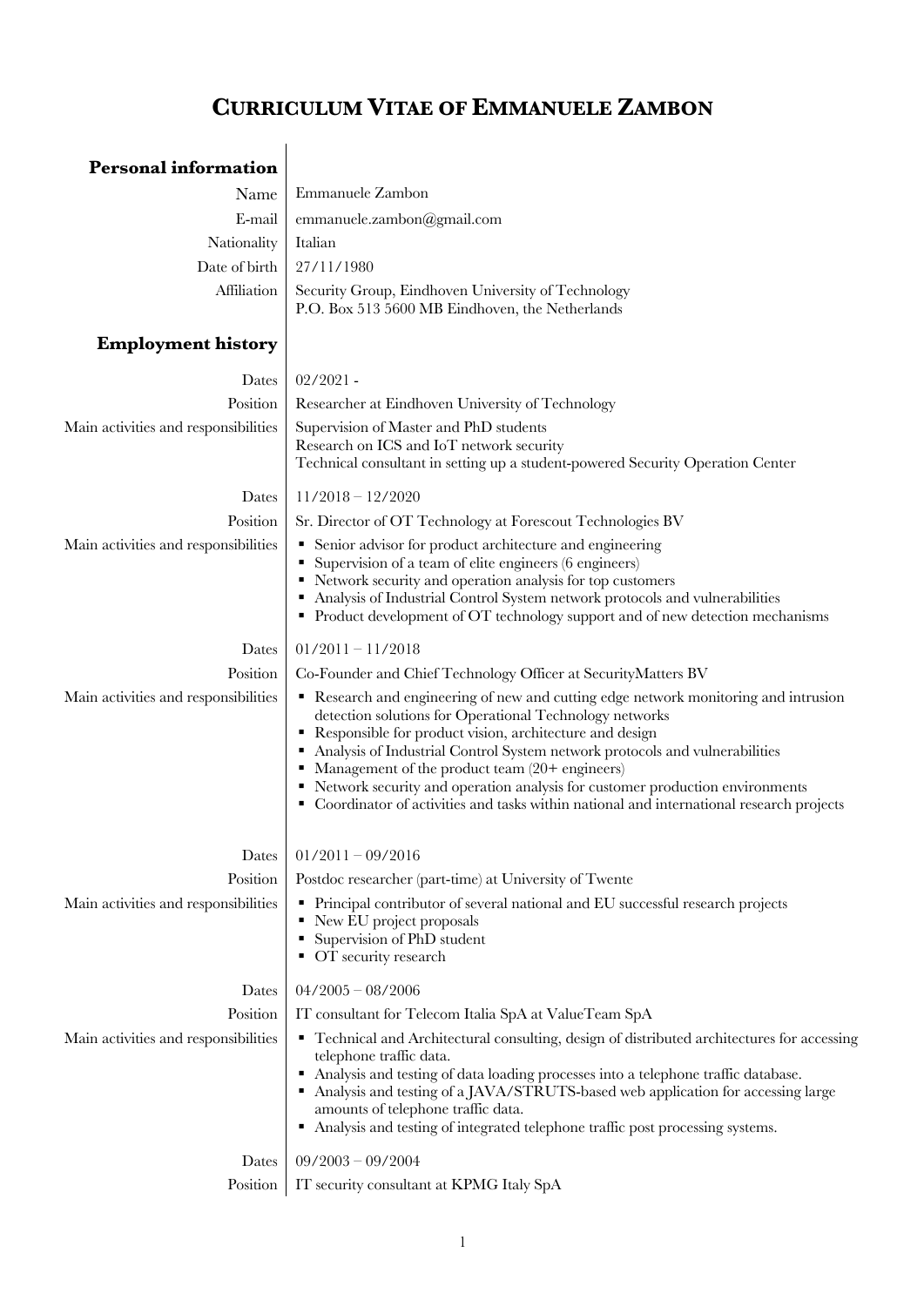# CURRICULUM VITAE OF EMMANUELE ZAMBON

## Personal information

| | |
|---|---|
| Name | Emmanuele Zambon |
| E-mail | emmanuele.zambon@gmail.com |
| Nationality | Italian |
| Date of birth | 27/11/1980 |
| Affiliation | Security Group, Eindhoven University of Technology<br>P.O. Box 513 5600 MB Eindhoven, the Netherlands |

## Employment history

**Dates:** 02/2021 -

**Position:** Researcher at Eindhoven University of Technology

**Main activities and responsibilities:**
Supervision of Master and PhD students
Research on ICS and IoT network security
Technical consultant in setting up a student-powered Security Operation Center

**Dates:** 11/2018 – 12/2020

**Position:** Sr. Director of OT Technology at Forescout Technologies BV

**Main activities and responsibilities:**
- Senior advisor for product architecture and engineering
- Supervision of a team of elite engineers (6 engineers)
- Network security and operation analysis for top customers
- Analysis of Industrial Control System network protocols and vulnerabilities
- Product development of OT technology support and of new detection mechanisms

**Dates:** 01/2011 – 11/2018

**Position:** Co-Founder and Chief Technology Officer at SecurityMatters BV

**Main activities and responsibilities:**
- Research and engineering of new and cutting edge network monitoring and intrusion detection solutions for Operational Technology networks
- Responsible for product vision, architecture and design
- Analysis of Industrial Control System network protocols and vulnerabilities
- Management of the product team (20+ engineers)
- Network security and operation analysis for customer production environments
- Coordinator of activities and tasks within national and international research projects

**Dates:** 01/2011 – 09/2016

**Position:** Postdoc researcher (part-time) at University of Twente

**Main activities and responsibilities:**
- Principal contributor of several national and EU successful research projects
- New EU project proposals
- Supervision of PhD student
- OT security research

**Dates:** 04/2005 – 08/2006

**Position:** IT consultant for Telecom Italia SpA at ValueTeam SpA

**Main activities and responsibilities:**
- Technical and Architectural consulting, design of distributed architectures for accessing telephone traffic data.
- Analysis and testing of data loading processes into a telephone traffic database.
- Analysis and testing of a JAVA/STRUTS-based web application for accessing large amounts of telephone traffic data.
- Analysis and testing of integrated telephone traffic post processing systems.

**Dates:** 09/2003 – 09/2004

**Position:** IT security consultant at KPMG Italy SpA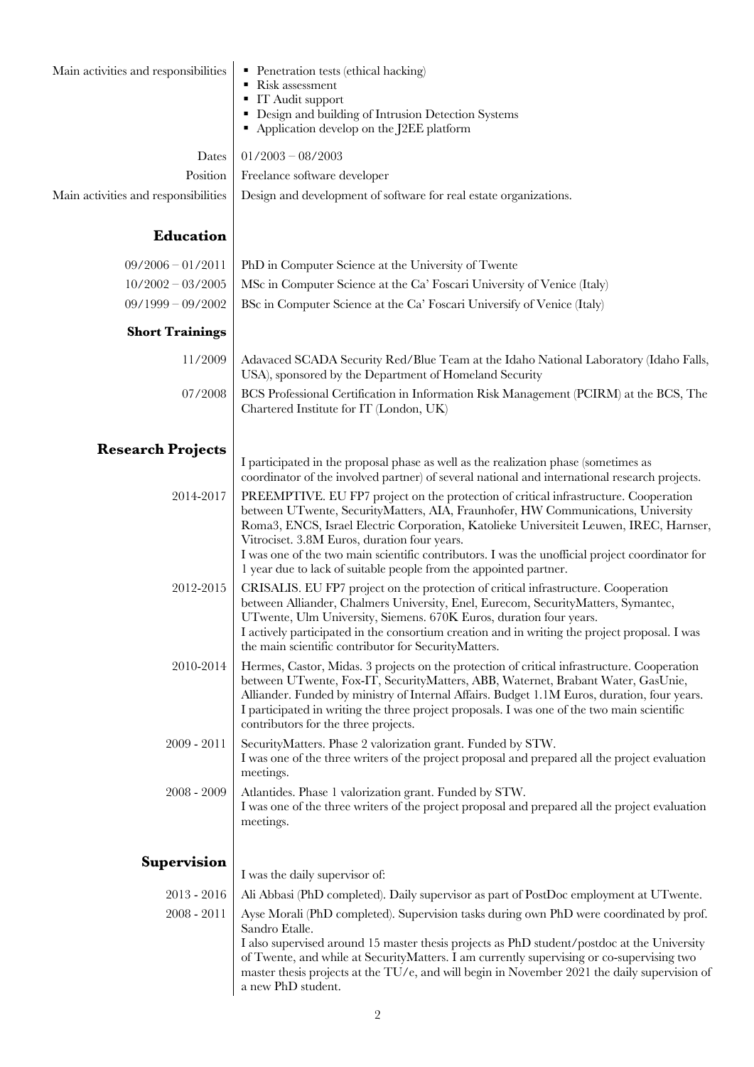Main activities and responsibilities

- Penetration tests (ethical hacking)
- Risk assessment
- IT Audit support
- Design and building of Intrusion Detection Systems
- Application develop on the J2EE platform

Dates: 01/2003 – 08/2003
Position: Freelance software developer
Main activities and responsibilities: Design and development of software for real estate organizations.

## Education

09/2006 – 01/2011: PhD in Computer Science at the University of Twente

10/2002 – 03/2005: MSc in Computer Science at the Ca' Foscari University of Venice (Italy)

09/1999 – 09/2002: BSc in Computer Science at the Ca' Foscari Universify of Venice (Italy)

### Short Trainings

11/2009: Adavaced SCADA Security Red/Blue Team at the Idaho National Laboratory (Idaho Falls, USA), sponsored by the Department of Homeland Security

07/2008: BCS Professional Certification in Information Risk Management (PCIRM) at the BCS, The Chartered Institute for IT (London, UK)

## Research Projects

I participated in the proposal phase as well as the realization phase (sometimes as coordinator of the involved partner) of several national and international research projects.

2014-2017: PREEMPTIVE. EU FP7 project on the protection of critical infrastructure. Cooperation between UTwente, SecurityMatters, AIA, Fraunhofer, HW Communications, University Roma3, ENCS, Israel Electric Corporation, Katolieke Universiteit Leuwen, IREC, Harnser, Vitrociset. 3.8M Euros, duration four years.
I was one of the two main scientific contributors. I was the unofficial project coordinator for 1 year due to lack of suitable people from the appointed partner.

2012-2015: CRISALIS. EU FP7 project on the protection of critical infrastructure. Cooperation between Alliander, Chalmers University, Enel, Eurecom, SecurityMatters, Symantec, UTwente, Ulm University, Siemens. 670K Euros, duration four years.
I actively participated in the consortium creation and in writing the project proposal. I was the main scientific contributor for SecurityMatters.

2010-2014: Hermes, Castor, Midas. 3 projects on the protection of critical infrastructure. Cooperation between UTwente, Fox-IT, SecurityMatters, ABB, Waternet, Brabant Water, GasUnie, Alliander. Funded by ministry of Internal Affairs. Budget 1.1M Euros, duration, four years.
I participated in writing the three project proposals. I was one of the two main scientific contributors for the three projects.

2009 - 2011: SecurityMatters. Phase 2 valorization grant. Funded by STW.
I was one of the three writers of the project proposal and prepared all the project evaluation meetings.

2008 - 2009: Atlantides. Phase 1 valorization grant. Funded by STW.
I was one of the three writers of the project proposal and prepared all the project evaluation meetings.

## Supervision

I was the daily supervisor of:

2013 - 2016: Ali Abbasi (PhD completed). Daily supervisor as part of PostDoc employment at UTwente.

2008 - 2011: Ayse Morali (PhD completed). Supervision tasks during own PhD were coordinated by prof. Sandro Etalle.

I also supervised around 15 master thesis projects as PhD student/postdoc at the University of Twente, and while at SecurityMatters. I am currently supervising or co-supervising two master thesis projects at the TU/e, and will begin in November 2021 the daily supervision of a new PhD student.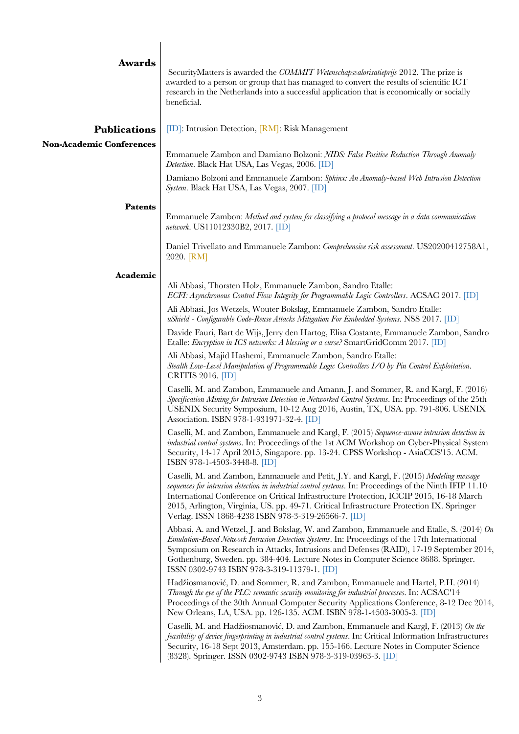## Awards

SecurityMatters is awarded the *COMMIT Wetenschapsvalorisatieprijs* 2012. The prize is awarded to a person or group that has managed to convert the results of scientific ICT research in the Netherlands into a successful application that is economically or socially beneficial.

## Publications

[ID]: Intrusion Detection, [RM]: Risk Management

### Non-Academic Conferences

Emmanuele Zambon and Damiano Bolzoni: *NIDS: False Positive Reduction Through Anomaly Detection*. Black Hat USA, Las Vegas, 2006. [ID]

Damiano Bolzoni and Emmanuele Zambon: *Sphinx: An Anomaly-based Web Intrusion Detection System*. Black Hat USA, Las Vegas, 2007. [ID]

### Patents

Emmanuele Zambon: *Method and system for classifying a protocol message in a data communication network*. US11012330B2, 2017. [ID]

Daniel Trivellato and Emmanuele Zambon: *Comprehensive risk assessment*. US20200412758A1, 2020. [RM]

### Academic

Ali Abbasi, Thorsten Holz, Emmanuele Zambon, Sandro Etalle:
*ECFI: Asynchronous Control Flow Integrity for Programmable Logic Controllers*. ACSAC 2017. [ID]

Ali Abbasi, Jos Wetzels, Wouter Bokslag, Emmanuele Zambon, Sandro Etalle:
*uShield - Configurable Code-Reuse Attacks Mitigation For Embedded Systems*. NSS 2017. [ID]

Davide Fauri, Bart de Wijs, Jerry den Hartog, Elisa Costante, Emmanuele Zambon, Sandro Etalle: *Encryption in ICS networks: A blessing or a curse?* SmartGridComm 2017. [ID]

Ali Abbasi, Majid Hashemi, Emmanuele Zambon, Sandro Etalle:
*Stealth Low-Level Manipulation of Programmable Logic Controllers I/O by Pin Control Exploitation*. CRITIS 2016. [ID]

Caselli, M. and Zambon, Emmanuele and Amann, J. and Sommer, R. and Kargl, F. (2016) *Specification Mining for Intrusion Detection in Networked Control Systems*. In: Proceedings of the 25th USENIX Security Symposium, 10-12 Aug 2016, Austin, TX, USA. pp. 791-806. USENIX Association. ISBN 978-1-931971-32-4. [ID]

Caselli, M. and Zambon, Emmanuele and Kargl, F. (2015) *Sequence-aware intrusion detection in industrial control systems*. In: Proceedings of the 1st ACM Workshop on Cyber-Physical System Security, 14-17 April 2015, Singapore. pp. 13-24. CPSS Workshop - AsiaCCS'15. ACM. ISBN 978-1-4503-3448-8. [ID]

Caselli, M. and Zambon, Emmanuele and Petit, J.Y. and Kargl, F. (2015) *Modeling message sequences for intrusion detection in industrial control systems*. In: Proceedings of the Ninth IFIP 11.10 International Conference on Critical Infrastructure Protection, ICCIP 2015, 16-18 March 2015, Arlington, Virginia, US. pp. 49-71. Critical Infrastructure Protection IX. Springer Verlag. ISSN 1868-4238 ISBN 978-3-319-26566-7. [ID]

Abbasi, A. and Wetzel, J. and Bokslag, W. and Zambon, Emmanuele and Etalle, S. (2014) *On Emulation-Based Network Intrusion Detection Systems*. In: Proceedings of the 17th International Symposium on Research in Attacks, Intrusions and Defenses (RAID), 17-19 September 2014, Gothenburg, Sweden. pp. 384-404. Lecture Notes in Computer Science 8688. Springer. ISSN 0302-9743 ISBN 978-3-319-11379-1. [ID]

Hadžiosmanović, D. and Sommer, R. and Zambon, Emmanuele and Hartel, P.H. (2014) *Through the eye of the PLC: semantic security monitoring for industrial processes*. In: ACSAC'14 Proceedings of the 30th Annual Computer Security Applications Conference, 8-12 Dec 2014, New Orleans, LA, USA. pp. 126-135. ACM. ISBN 978-1-4503-3005-3. [ID]

Caselli, M. and Hadžiosmanović, D. and Zambon, Emmanuele and Kargl, F. (2013) *On the feasibility of device fingerprinting in industrial control systems*. In: Critical Information Infrastructures Security, 16-18 Sept 2013, Amsterdam. pp. 155-166. Lecture Notes in Computer Science (8328). Springer. ISSN 0302-9743 ISBN 978-3-319-03963-3. [ID]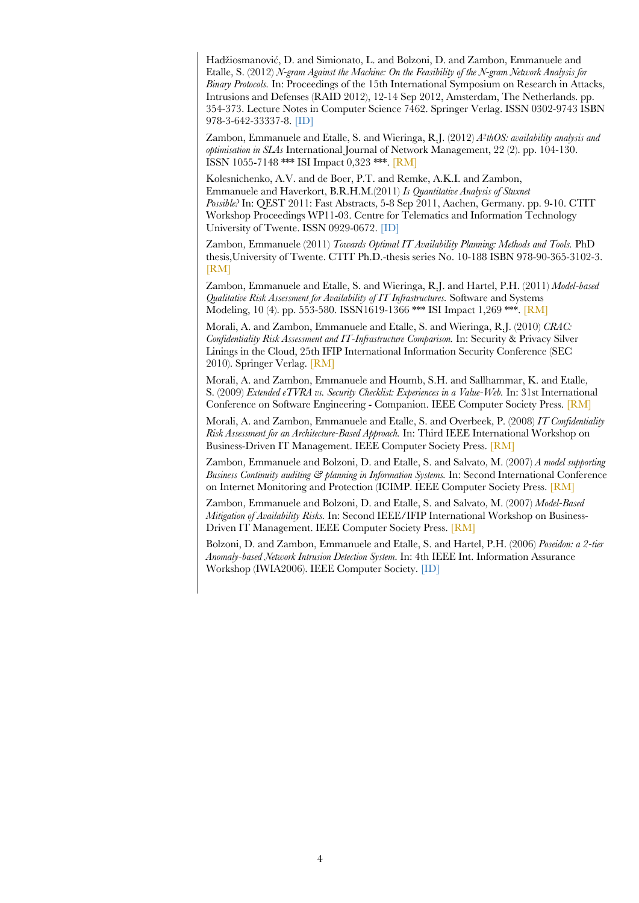Hadžiosmanović, D. and Simionato, L. and Bolzoni, D. and Zambon, Emmanuele and Etalle, S. (2012) *N-gram Against the Machine: On the Feasibility of the N-gram Network Analysis for Binary Protocols.* In: Proceedings of the 15th International Symposium on Research in Attacks, Intrusions and Defenses (RAID 2012), 12-14 Sep 2012, Amsterdam, The Netherlands. pp. 354-373. Lecture Notes in Computer Science 7462. Springer Verlag. ISSN 0302-9743 ISBN 978-3-642-33337-8. [ID]

Zambon, Emmanuele and Etalle, S. and Wieringa, R.J. (2012) *A²thOS: availability analysis and optimisation in SLAs* International Journal of Network Management, 22 (2). pp. 104-130. ISSN 1055-7148 *** ISI Impact 0,323 ***. [RM]

Kolesnichenko, A.V. and de Boer, P.T. and Remke, A.K.I. and Zambon, Emmanuele and Haverkort, B.R.H.M.(2011) *Is Quantitative Analysis of Stuxnet Possible?* In: QEST 2011: Fast Abstracts, 5-8 Sep 2011, Aachen, Germany. pp. 9-10. CTIT Workshop Proceedings WP11-03. Centre for Telematics and Information Technology University of Twente. ISSN 0929-0672. [ID]

Zambon, Emmanuele (2011) *Towards Optimal IT Availability Planning: Methods and Tools.* PhD thesis,University of Twente. CTIT Ph.D.-thesis series No. 10-188 ISBN 978-90-365-3102-3. [RM]

Zambon, Emmanuele and Etalle, S. and Wieringa, R.J. and Hartel, P.H. (2011) *Model-based Qualitative Risk Assessment for Availability of IT Infrastructures.* Software and Systems Modeling, 10 (4). pp. 553-580. ISSN1619-1366 *** ISI Impact 1,269 ***. [RM]

Morali, A. and Zambon, Emmanuele and Etalle, S. and Wieringa, R.J. (2010) *CRAC: Confidentiality Risk Assessment and IT-Infrastructure Comparison.* In: Security & Privacy Silver Linings in the Cloud, 25th IFIP International Information Security Conference (SEC 2010). Springer Verlag. [RM]

Morali, A. and Zambon, Emmanuele and Houmb, S.H. and Sallhammar, K. and Etalle, S. (2009) *Extended eTVRA vs. Security Checklist: Experiences in a Value-Web.* In: 31st International Conference on Software Engineering - Companion. IEEE Computer Society Press. [RM]

Morali, A. and Zambon, Emmanuele and Etalle, S. and Overbeek, P. (2008) *IT Confidentiality Risk Assessment for an Architecture-Based Approach.* In: Third IEEE International Workshop on Business-Driven IT Management. IEEE Computer Society Press. [RM]

Zambon, Emmanuele and Bolzoni, D. and Etalle, S. and Salvato, M. (2007) *A model supporting Business Continuity auditing & planning in Information Systems.* In: Second International Conference on Internet Monitoring and Protection (ICIMP. IEEE Computer Society Press. [RM]

Zambon, Emmanuele and Bolzoni, D. and Etalle, S. and Salvato, M. (2007) *Model-Based Mitigation of Availability Risks.* In: Second IEEE/IFIP International Workshop on Business-Driven IT Management. IEEE Computer Society Press. [RM]

Bolzoni, D. and Zambon, Emmanuele and Etalle, S. and Hartel, P.H. (2006) *Poseidon: a 2-tier Anomaly-based Network Intrusion Detection System.* In: 4th IEEE Int. Information Assurance Workshop (IWIA2006). IEEE Computer Society. [ID]